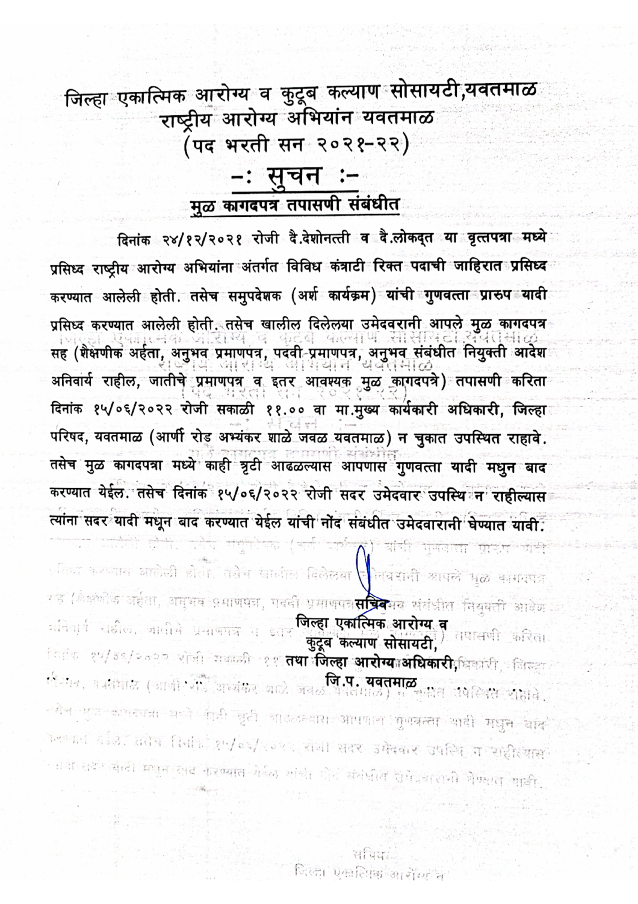# जिल्हा एकात्मिक आरोग्य व कुटूब कल्याण सोसायटी,यवतमाळ

## राष्ट्रीय आरोग्य अभियांन यवतमाळ

## (पद भरती सन २०२१-२२)

## -: सुचन :-

**मुळ कागदपत्र तपासणी संबंधीत**

दिनांक २४/१२/२०२१ रोजी दै.देशोनत्ती व दै.लोकदृत या वृत्तपत्रा मध्ये प्रसिध्द राष्ट्रीय आरोग्य अभियांना अंतर्गत विविध कंत्राटी रिक्त पदाची जाहिरात प्रसिध्द करण्यात आलेली होती. तसेच समुपदेशक (अर्श कार्यक्रम) यांची गुणवत्ता प्रारुप यादी प्रसिध्द करण्यात आलेली होती. तसेच खालील दिलेलया उमेदवारानी आपले मुळ कागदपत्र सह (शैक्षणीक अर्हता, अनुभव प्रमाणपत्र, पदवी प्रमाणपत्र, अनुभव संबंधीत नियुक्ती आदेश अनिवार्य राहील, जातीचे प्रमाणपत्र व इतर आवश्यक मुळ कागदपत्रे) तपासणी करिता दिनांक १५/०६/२०२२ रोजी सकाळी ११.०० वा मा.मुख्य कार्यकारी अधिकारी, जिल्हा परिषद, यवतमाळ (आर्णी रोड अभ्यंकर शाळे जवळ यवतमाळ) न चुकात उपस्थित राहावे. तसेच मुळ कागदपत्रा मध्ये काही त्रृटी आढळल्यास आपणास गुणवत्ता यादी मधुन बाद करण्यात येईल. तसेच दिनांक १५/०६/२०२२ रोजी सदर उमेदवार उपस्थि न राहील्यास त्यांना सदर यादी मधून बाद करण्यात येईल यांची नोंद संबंधीत उमेदवारानी घेण्यात यावी.

सचिव  
जिल्हा एकात्मिक आरोग्य व  
कुटूब कल्याण सोसायटी,  
तथा जिल्हा आरोग्य अधिकारी,  
जि.प. यवतमाळ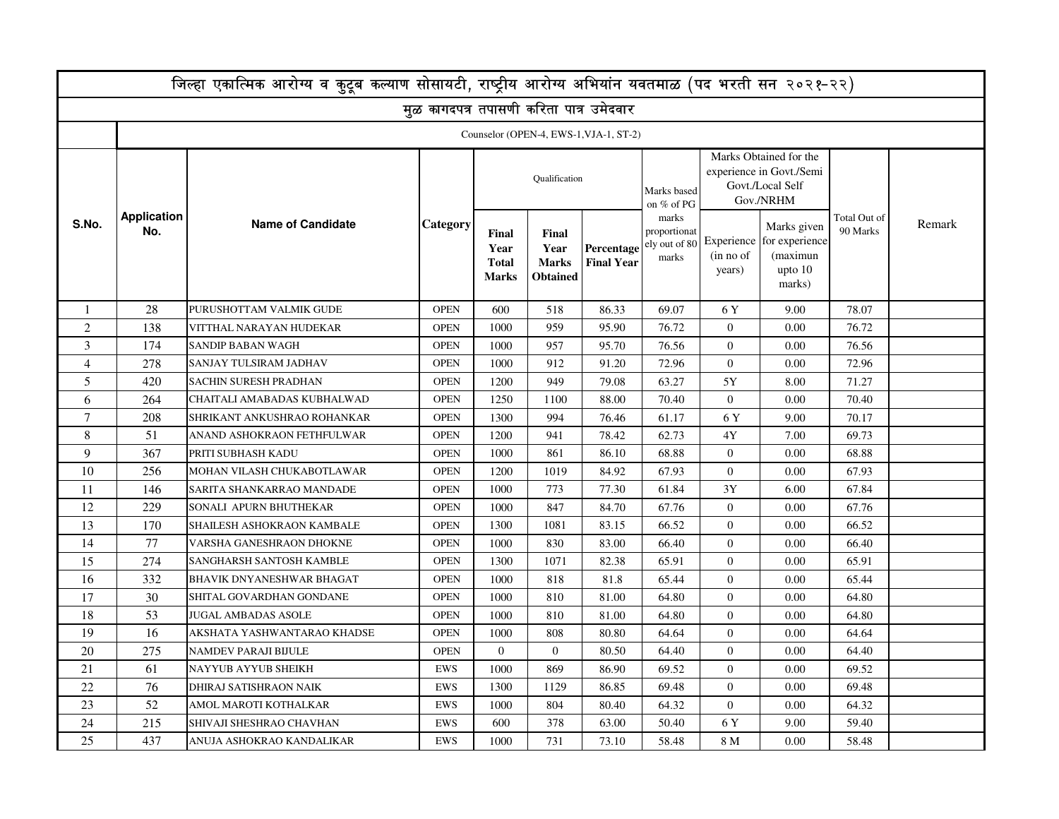# जिल्हा एकात्मिक आरोग्य व कुटूब कल्याण सोसायटी, राष्ट्रीय आरोग्य अभियांन यवतमाळ (पद भरती सन २०२१-२२)

## मुळ कागदपत्र तपासणी करिता पात्र उमेदवार

Counselor (OPEN-4, EWS-1,VJA-1, ST-2)

| S.No. | Application No. | Name of Candidate | Category | Qualification | | | Marks based on % of PG marks proportionately out of 80 marks | Marks Obtained for the experience in Govt./Semi Govt./Local Self Gov./NRHM | | Total Out of 90 Marks | Remark |
|---|---|---|---|---|---|---|---|---|---|---|---|
| | | | | Final Year Total Marks | Final Year Marks Obtained | Percentage Final Year | | Experience (in no of years) | Marks given for experience (maximun upto 10 marks) | | |
| 1 | 28 | PURUSHOTTAM VALMIK GUDE | OPEN | 600 | 518 | 86.33 | 69.07 | 6 Y | 9.00 | 78.07 | |
| 2 | 138 | VITTHAL NARAYAN HUDEKAR | OPEN | 1000 | 959 | 95.90 | 76.72 | 0 | 0.00 | 76.72 | |
| 3 | 174 | SANDIP BABAN WAGH | OPEN | 1000 | 957 | 95.70 | 76.56 | 0 | 0.00 | 76.56 | |
| 4 | 278 | SANJAY TULSIRAM JADHAV | OPEN | 1000 | 912 | 91.20 | 72.96 | 0 | 0.00 | 72.96 | |
| 5 | 420 | SACHIN SURESH PRADHAN | OPEN | 1200 | 949 | 79.08 | 63.27 | 5Y | 8.00 | 71.27 | |
| 6 | 264 | CHAITALI AMABADAS KUBHALWAD | OPEN | 1250 | 1100 | 88.00 | 70.40 | 0 | 0.00 | 70.40 | |
| 7 | 208 | SHRIKANT ANKUSHRAO ROHANKAR | OPEN | 1300 | 994 | 76.46 | 61.17 | 6 Y | 9.00 | 70.17 | |
| 8 | 51 | ANAND ASHOKRAON FETHFULWAR | OPEN | 1200 | 941 | 78.42 | 62.73 | 4Y | 7.00 | 69.73 | |
| 9 | 367 | PRITI SUBHASH KADU | OPEN | 1000 | 861 | 86.10 | 68.88 | 0 | 0.00 | 68.88 | |
| 10 | 256 | MOHAN VILASH CHUKABOTLAWAR | OPEN | 1200 | 1019 | 84.92 | 67.93 | 0 | 0.00 | 67.93 | |
| 11 | 146 | SARITA SHANKARRAO MANDADE | OPEN | 1000 | 773 | 77.30 | 61.84 | 3Y | 6.00 | 67.84 | |
| 12 | 229 | SONALI APURN BHUTHEKAR | OPEN | 1000 | 847 | 84.70 | 67.76 | 0 | 0.00 | 67.76 | |
| 13 | 170 | SHAILESH ASHOKRAON KAMBALE | OPEN | 1300 | 1081 | 83.15 | 66.52 | 0 | 0.00 | 66.52 | |
| 14 | 77 | VARSHA GANESHRAON DHOKNE | OPEN | 1000 | 830 | 83.00 | 66.40 | 0 | 0.00 | 66.40 | |
| 15 | 274 | SANGHARSH SANTOSH KAMBLE | OPEN | 1300 | 1071 | 82.38 | 65.91 | 0 | 0.00 | 65.91 | |
| 16 | 332 | BHAVIK DNYANESHWAR BHAGAT | OPEN | 1000 | 818 | 81.8 | 65.44 | 0 | 0.00 | 65.44 | |
| 17 | 30 | SHITAL GOVARDHAN GONDANE | OPEN | 1000 | 810 | 81.00 | 64.80 | 0 | 0.00 | 64.80 | |
| 18 | 53 | JUGAL AMBADAS ASOLE | OPEN | 1000 | 810 | 81.00 | 64.80 | 0 | 0.00 | 64.80 | |
| 19 | 16 | AKSHATA YASHWANTARAO KHADSE | OPEN | 1000 | 808 | 80.80 | 64.64 | 0 | 0.00 | 64.64 | |
| 20 | 275 | NAMDEV PARAJI BIJULE | OPEN | 0 | 0 | 80.50 | 64.40 | 0 | 0.00 | 64.40 | |
| 21 | 61 | NAYYUB AYYUB SHEIKH | EWS | 1000 | 869 | 86.90 | 69.52 | 0 | 0.00 | 69.52 | |
| 22 | 76 | DHIRAJ SATISHRAON NAIK | EWS | 1300 | 1129 | 86.85 | 69.48 | 0 | 0.00 | 69.48 | |
| 23 | 52 | AMOL MAROTI KOTHALKAR | EWS | 1000 | 804 | 80.40 | 64.32 | 0 | 0.00 | 64.32 | |
| 24 | 215 | SHIVAJI SHESHRAO CHAVHAN | EWS | 600 | 378 | 63.00 | 50.40 | 6 Y | 9.00 | 59.40 | |
| 25 | 437 | ANUJA ASHOKRAO KANDALIKAR | EWS | 1000 | 731 | 73.10 | 58.48 | 8 M | 0.00 | 58.48 | |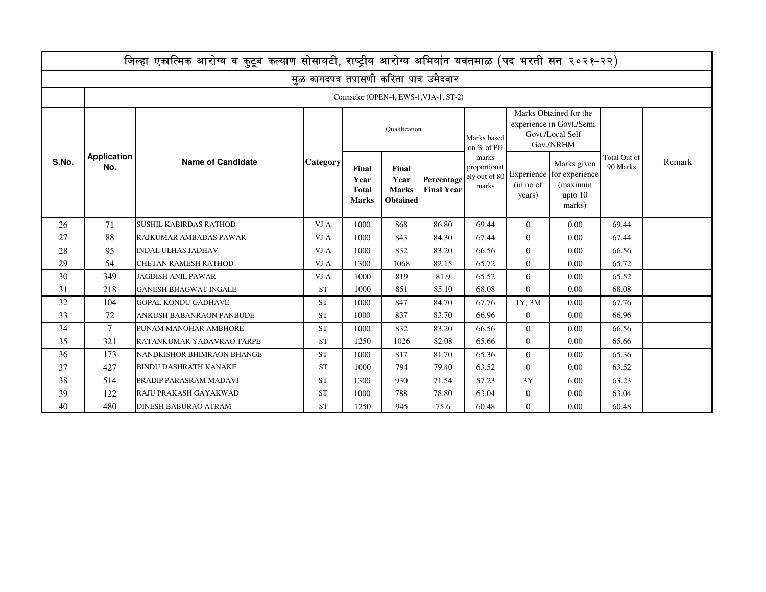# जिल्हा एकात्मिक आरोग्य व कुटूब कल्याण सोसायटी, राष्ट्रीय आरोग्य अभियांन यवतमाळ (पद भरती सन २०२१-२२)

## मुळ कागदपत्र तपासणी करिता पात्र उमेदवार

Counselor (OPEN-4, EWS-1,VJA-1, ST-2)

| S.No. | Application No. | Name of Candidate | Category | Qualification | | | Marks based on % of PG marks proportionately out of 80 marks | Marks Obtained for the experience in Govt./Semi Govt./Local Self Gov./NRHM | | Total Out of 90 Marks | Remark |
|---|---|---|---|---|---|---|---|---|---|---|---|
| | | | | **Final Year Total Marks** | **Final Year Marks Obtained** | **Percentage Final Year** | | Experience (in no of years) | Marks given for experience (maximun upto 10 marks) | | |
| 26 | 71 | SUSHIL KABIRDAS RATHOD | VJ-A | 1000 | 868 | 86.80 | 69.44 | 0 | 0.00 | 69.44 | |
| 27 | 88 | RAJKUMAR AMBADAS PAWAR | VJ-A | 1000 | 843 | 84.30 | 67.44 | 0 | 0.00 | 67.44 | |
| 28 | 95 | INDAL ULHAS JADHAV | VJ-A | 1000 | 832 | 83.20 | 66.56 | 0 | 0.00 | 66.56 | |
| 29 | 54 | CHETAN RAMESH RATHOD | VJ-A | 1300 | 1068 | 82.15 | 65.72 | 0 | 0.00 | 65.72 | |
| 30 | 349 | JAGDISH ANIL PAWAR | VJ-A | 1000 | 819 | 81.9 | 65.52 | 0 | 0.00 | 65.52 | |
| 31 | 218 | GANESH BHAGWAT INGALE | ST | 1000 | 851 | 85.10 | 68.08 | 0 | 0.00 | 68.08 | |
| 32 | 104 | GOPAL KONDU GADHAVE | ST | 1000 | 847 | 84.70 | 67.76 | 1Y, 3M | 0.00 | 67.76 | |
| 33 | 72 | ANKUSH BABANRAON PANBUDE | ST | 1000 | 837 | 83.70 | 66.96 | 0 | 0.00 | 66.96 | |
| 34 | 7 | PUNAM MANOHAR AMBHORE | ST | 1000 | 832 | 83.20 | 66.56 | 0 | 0.00 | 66.56 | |
| 35 | 321 | RATANKUMAR YADAVRAO TARPE | ST | 1250 | 1026 | 82.08 | 65.66 | 0 | 0.00 | 65.66 | |
| 36 | 173 | NANDKISHOR BHIMRAON BHANGE | ST | 1000 | 817 | 81.70 | 65.36 | 0 | 0.00 | 65.36 | |
| 37 | 427 | BINDU DASHRATH KANAKE | ST | 1000 | 794 | 79.40 | 63.52 | 0 | 0.00 | 63.52 | |
| 38 | 514 | PRADIP PARASRAM MADAVI | ST | 1300 | 930 | 71.54 | 57.23 | 3Y | 6.00 | 63.23 | |
| 39 | 122 | RAJU PRAKASH GAYAKWAD | ST | 1000 | 788 | 78.80 | 63.04 | 0 | 0.00 | 63.04 | |
| 40 | 480 | DINESH BABURAO ATRAM | ST | 1250 | 945 | 75.6 | 60.48 | 0 | 0.00 | 60.48 | |